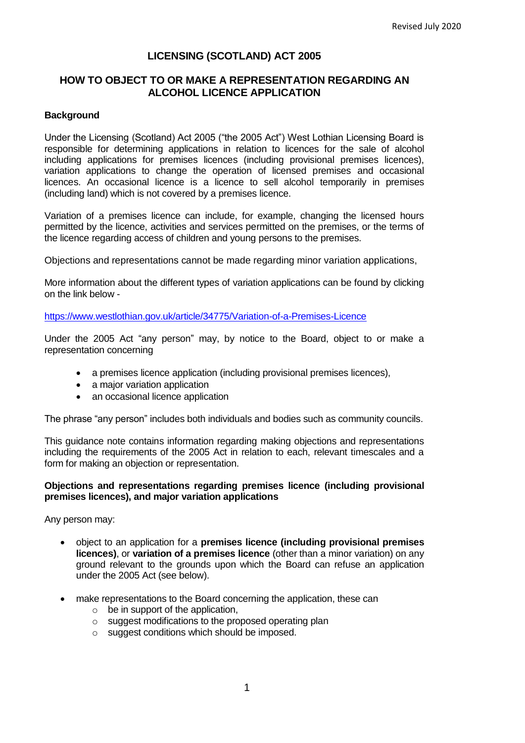Revised July 2020

# LICENSING (SCOTLAND) ACT 2005

## HOW TO OBJECT TO OR MAKE A REPRESENTATION REGARDING AN ALCOHOL LICENCE APPLICATION

**Background**

Under the Licensing (Scotland) Act 2005 ("the 2005 Act") West Lothian Licensing Board is responsible for determining applications in relation to licences for the sale of alcohol including applications for premises licences (including provisional premises licences), variation applications to change the operation of licensed premises and occasional licences. An occasional licence is a licence to sell alcohol temporarily in premises (including land) which is not covered by a premises licence.

Variation of a premises licence can include, for example, changing the licensed hours permitted by the licence, activities and services permitted on the premises, or the terms of the licence regarding access of children and young persons to the premises.

Objections and representations cannot be made regarding minor variation applications,

More information about the different types of variation applications can be found by clicking on the link below -

https://www.westlothian.gov.uk/article/34775/Variation-of-a-Premises-Licence

Under the 2005 Act "any person" may, by notice to the Board, object to or make a representation concerning

- a premises licence application (including provisional premises licences),
- a major variation application
- an occasional licence application

The phrase "any person" includes both individuals and bodies such as community councils.

This guidance note contains information regarding making objections and representations including the requirements of the 2005 Act in relation to each, relevant timescales and a form for making an objection or representation.

**Objections and representations regarding premises licence (including provisional premises licences), and major variation applications**

Any person may:

- object to an application for a **premises licence (including provisional premises licences)**, or **variation of a premises licence** (other than a minor variation) on any ground relevant to the grounds upon which the Board can refuse an application under the 2005 Act (see below).
- make representations to the Board concerning the application, these can
  - be in support of the application,
  - suggest modifications to the proposed operating plan
  - suggest conditions which should be imposed.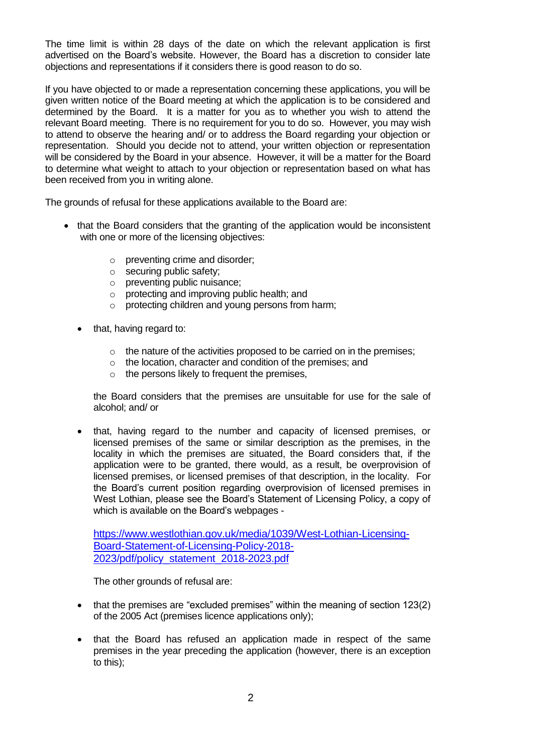The time limit is within 28 days of the date on which the relevant application is first advertised on the Board's website. However, the Board has a discretion to consider late objections and representations if it considers there is good reason to do so.

If you have objected to or made a representation concerning these applications, you will be given written notice of the Board meeting at which the application is to be considered and determined by the Board. It is a matter for you as to whether you wish to attend the relevant Board meeting. There is no requirement for you to do so. However, you may wish to attend to observe the hearing and/ or to address the Board regarding your objection or representation. Should you decide not to attend, your written objection or representation will be considered by the Board in your absence. However, it will be a matter for the Board to determine what weight to attach to your objection or representation based on what has been received from you in writing alone.

The grounds of refusal for these applications available to the Board are:

- that the Board considers that the granting of the application would be inconsistent with one or more of the licensing objectives:
    - preventing crime and disorder;
    - securing public safety;
    - preventing public nuisance;
    - protecting and improving public health; and
    - protecting children and young persons from harm;

- that, having regard to:
    - the nature of the activities proposed to be carried on in the premises;
    - the location, character and condition of the premises; and
    - the persons likely to frequent the premises,

  the Board considers that the premises are unsuitable for use for the sale of alcohol; and/ or

- that, having regard to the number and capacity of licensed premises, or licensed premises of the same or similar description as the premises, in the locality in which the premises are situated, the Board considers that, if the application were to be granted, there would, as a result, be overprovision of licensed premises, or licensed premises of that description, in the locality. For the Board's current position regarding overprovision of licensed premises in West Lothian, please see the Board's Statement of Licensing Policy, a copy of which is available on the Board's webpages -

  [https://www.westlothian.gov.uk/media/1039/West-Lothian-Licensing-Board-Statement-of-Licensing-Policy-2018-2023/pdf/policy_statement_2018-2023.pdf](https://www.westlothian.gov.uk/media/1039/West-Lothian-Licensing-Board-Statement-of-Licensing-Policy-2018-2023/pdf/policy_statement_2018-2023.pdf)

  The other grounds of refusal are:

- that the premises are "excluded premises" within the meaning of section 123(2) of the 2005 Act (premises licence applications only);

- that the Board has refused an application made in respect of the same premises in the year preceding the application (however, there is an exception to this);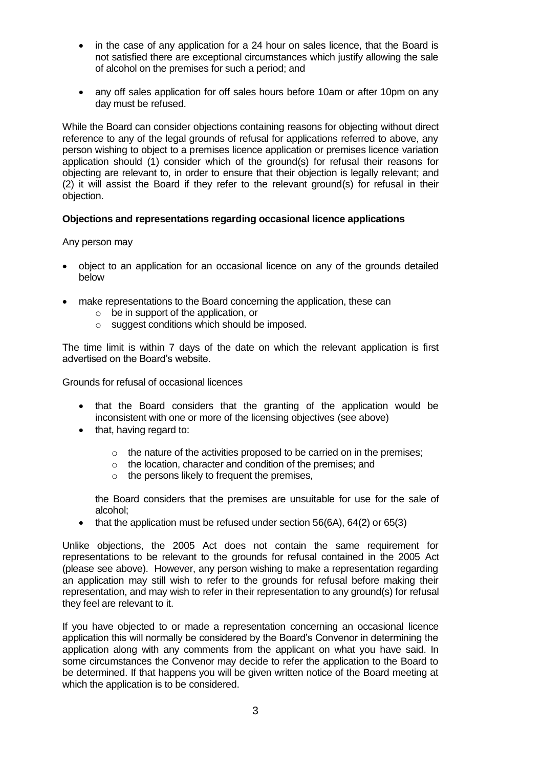- in the case of any application for a 24 hour on sales licence, that the Board is not satisfied there are exceptional circumstances which justify allowing the sale of alcohol on the premises for such a period; and

- any off sales application for off sales hours before 10am or after 10pm on any day must be refused.

While the Board can consider objections containing reasons for objecting without direct reference to any of the legal grounds of refusal for applications referred to above, any person wishing to object to a premises licence application or premises licence variation application should (1) consider which of the ground(s) for refusal their reasons for objecting are relevant to, in order to ensure that their objection is legally relevant; and (2) it will assist the Board if they refer to the relevant ground(s) for refusal in their objection.

**Objections and representations regarding occasional licence applications**

Any person may

- object to an application for an occasional licence on any of the grounds detailed below

- make representations to the Board concerning the application, these can
  - be in support of the application, or
  - suggest conditions which should be imposed.

The time limit is within 7 days of the date on which the relevant application is first advertised on the Board's website.

Grounds for refusal of occasional licences

- that the Board considers that the granting of the application would be inconsistent with one or more of the licensing objectives (see above)
- that, having regard to:
  - the nature of the activities proposed to be carried on in the premises;
  - the location, character and condition of the premises; and
  - the persons likely to frequent the premises,

  the Board considers that the premises are unsuitable for use for the sale of alcohol;
- that the application must be refused under section 56(6A), 64(2) or 65(3)

Unlike objections, the 2005 Act does not contain the same requirement for representations to be relevant to the grounds for refusal contained in the 2005 Act (please see above). However, any person wishing to make a representation regarding an application may still wish to refer to the grounds for refusal before making their representation, and may wish to refer in their representation to any ground(s) for refusal they feel are relevant to it.

If you have objected to or made a representation concerning an occasional licence application this will normally be considered by the Board's Convenor in determining the application along with any comments from the applicant on what you have said. In some circumstances the Convenor may decide to refer the application to the Board to be determined. If that happens you will be given written notice of the Board meeting at which the application is to be considered.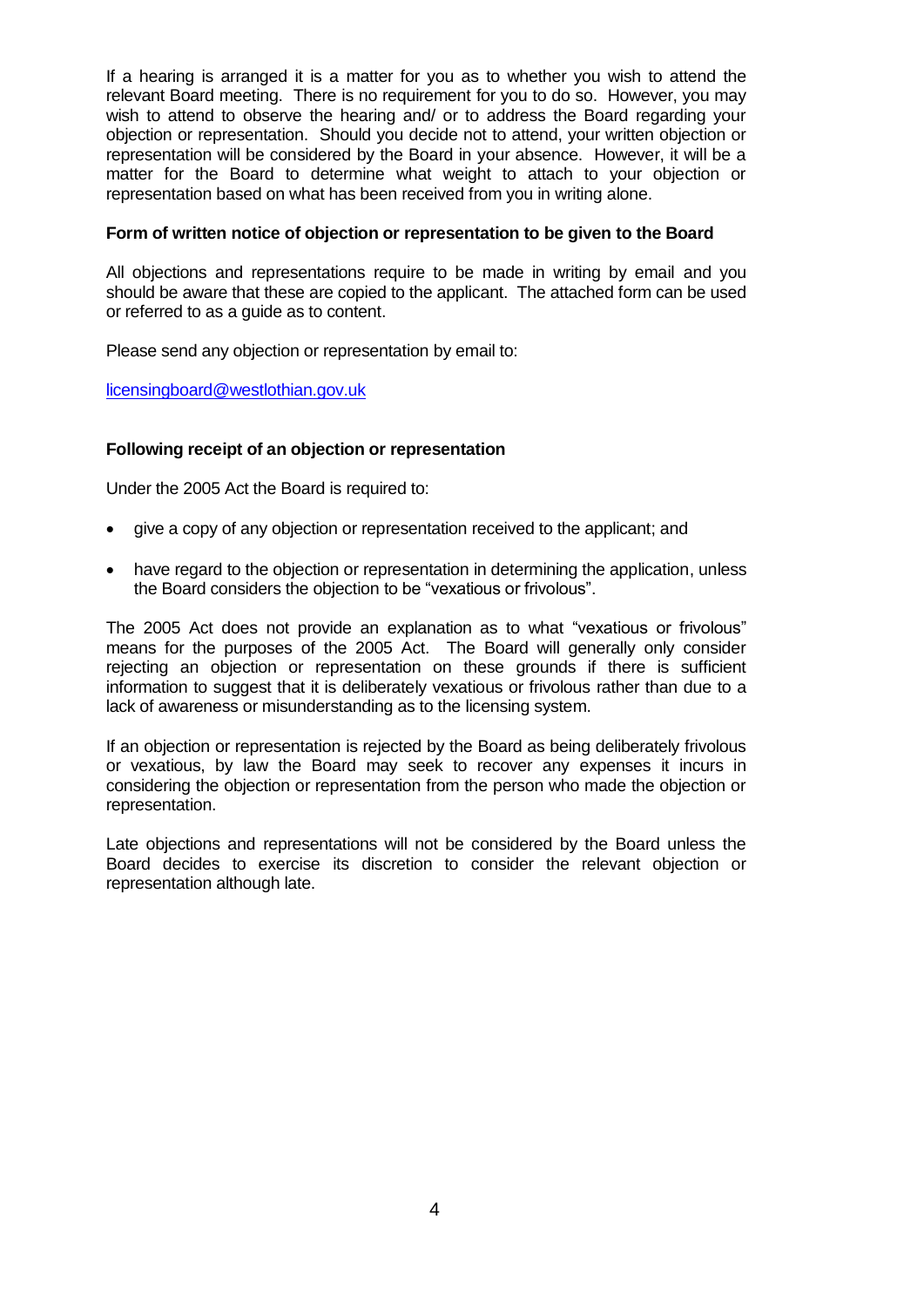If a hearing is arranged it is a matter for you as to whether you wish to attend the relevant Board meeting. There is no requirement for you to do so. However, you may wish to attend to observe the hearing and/ or to address the Board regarding your objection or representation. Should you decide not to attend, your written objection or representation will be considered by the Board in your absence. However, it will be a matter for the Board to determine what weight to attach to your objection or representation based on what has been received from you in writing alone.

**Form of written notice of objection or representation to be given to the Board**

All objections and representations require to be made in writing by email and you should be aware that these are copied to the applicant. The attached form can be used or referred to as a guide as to content.

Please send any objection or representation by email to:

licensingboard@westlothian.gov.uk

**Following receipt of an objection or representation**

Under the 2005 Act the Board is required to:

- give a copy of any objection or representation received to the applicant; and
- have regard to the objection or representation in determining the application, unless the Board considers the objection to be "vexatious or frivolous".

The 2005 Act does not provide an explanation as to what "vexatious or frivolous" means for the purposes of the 2005 Act. The Board will generally only consider rejecting an objection or representation on these grounds if there is sufficient information to suggest that it is deliberately vexatious or frivolous rather than due to a lack of awareness or misunderstanding as to the licensing system.

If an objection or representation is rejected by the Board as being deliberately frivolous or vexatious, by law the Board may seek to recover any expenses it incurs in considering the objection or representation from the person who made the objection or representation.

Late objections and representations will not be considered by the Board unless the Board decides to exercise its discretion to consider the relevant objection or representation although late.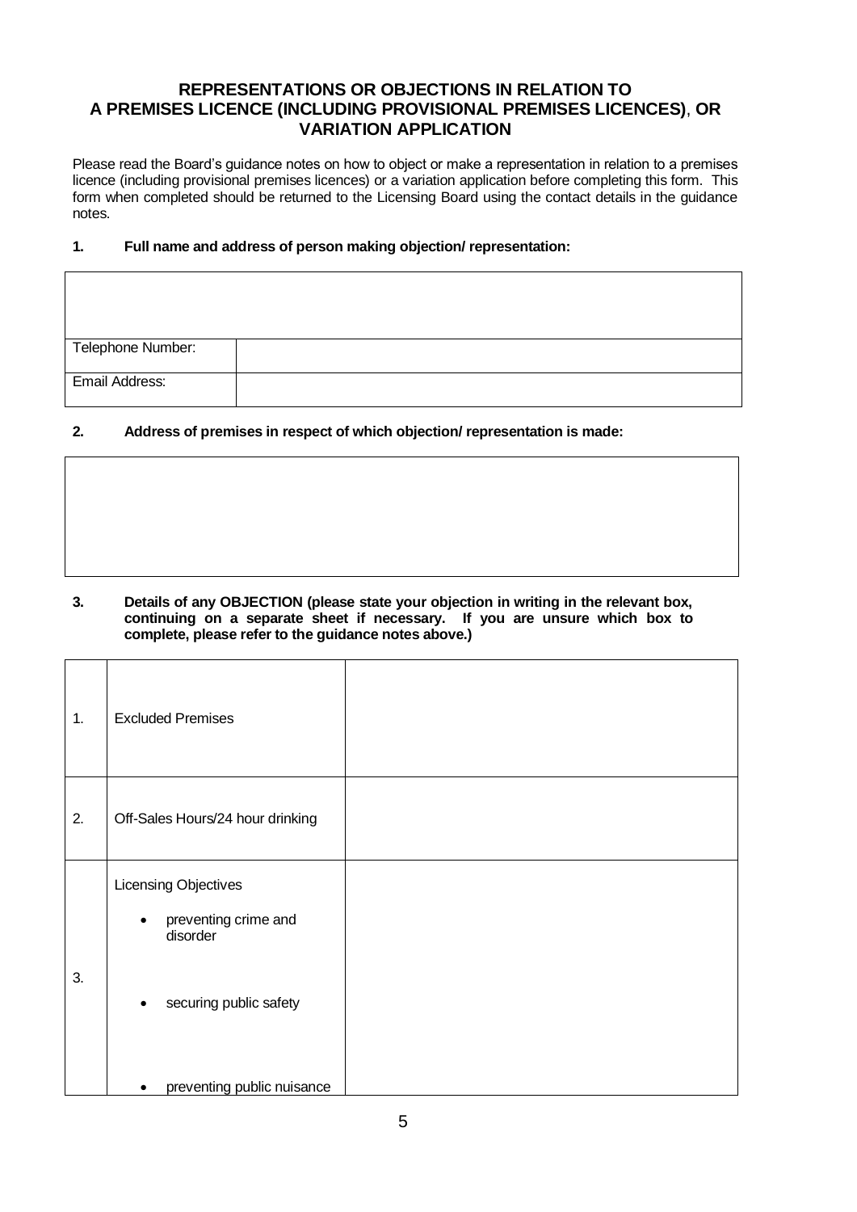## REPRESENTATIONS OR OBJECTIONS IN RELATION TO A PREMISES LICENCE (INCLUDING PROVISIONAL PREMISES LICENCES), OR VARIATION APPLICATION

Please read the Board's guidance notes on how to object or make a representation in relation to a premises licence (including provisional premises licences) or a variation application before completing this form. This form when completed should be returned to the Licensing Board using the contact details in the guidance notes.

**1. Full name and address of person making objection/ representation:**

| | |
|---|---|
| | |
| Telephone Number: | |
| Email Address: | |

**2. Address of premises in respect of which objection/ representation is made:**

| |
|---|
| |

**3. Details of any OBJECTION (please state your objection in writing in the relevant box, continuing on a separate sheet if necessary. If you are unsure which box to complete, please refer to the guidance notes above.)**

| | | |
|---|---|---|
| 1. | Excluded Premises | |
| 2. | Off-Sales Hours/24 hour drinking | |
| 3. | Licensing Objectives<br>• preventing crime and disorder<br>• securing public safety<br>• preventing public nuisance | |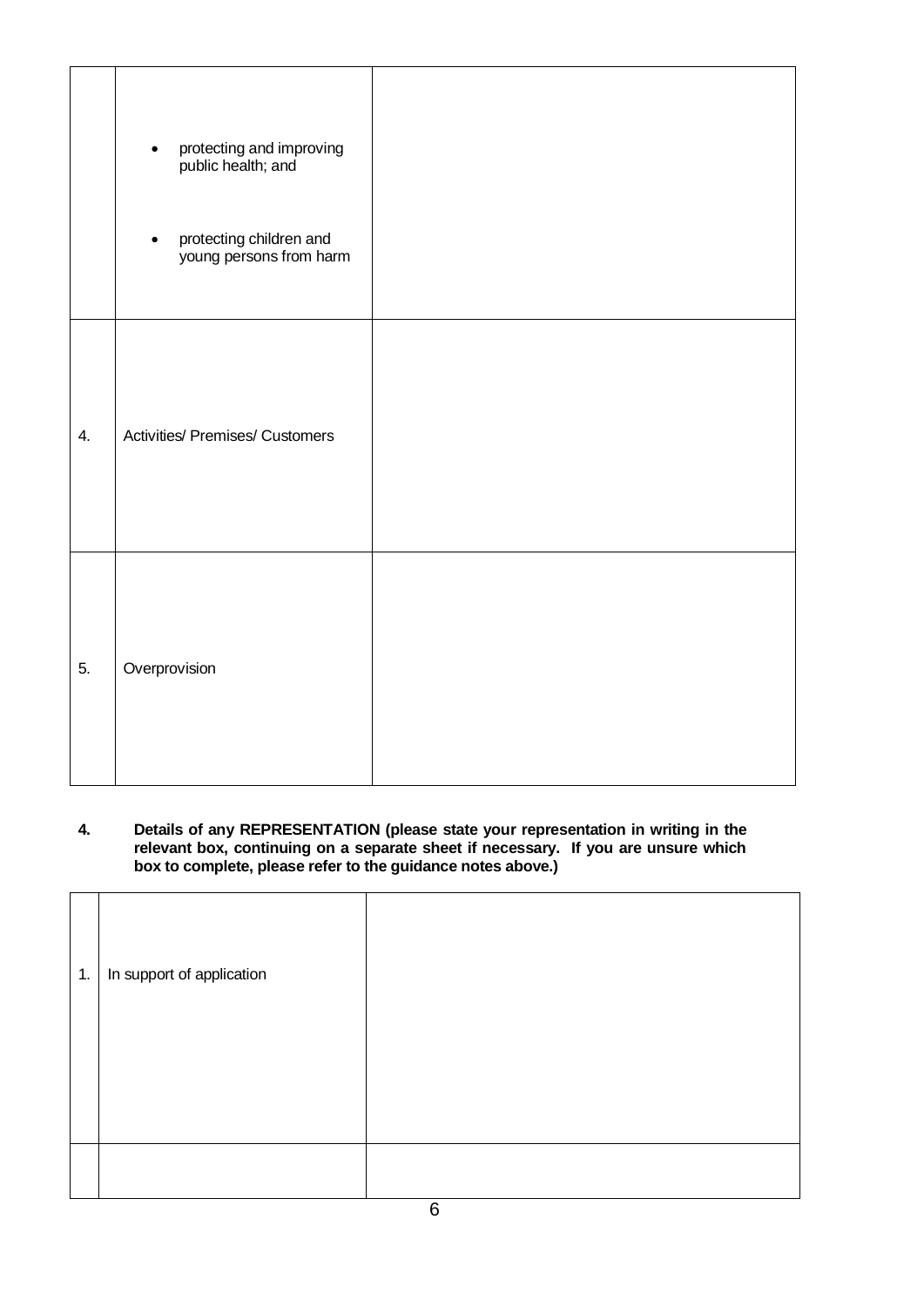|  |  |  |
|---|---|---|
|  | • protecting and improving public health; and<br><br>• protecting children and young persons from harm |  |
| 4. | Activities/ Premises/ Customers |  |
| 5. | Overprovision |  |

**4. Details of any REPRESENTATION (please state your representation in writing in the relevant box, continuing on a separate sheet if necessary. If you are unsure which box to complete, please refer to the guidance notes above.)**

|  |  |  |
|---|---|---|
| 1. | In support of application |  |
|  |  |  |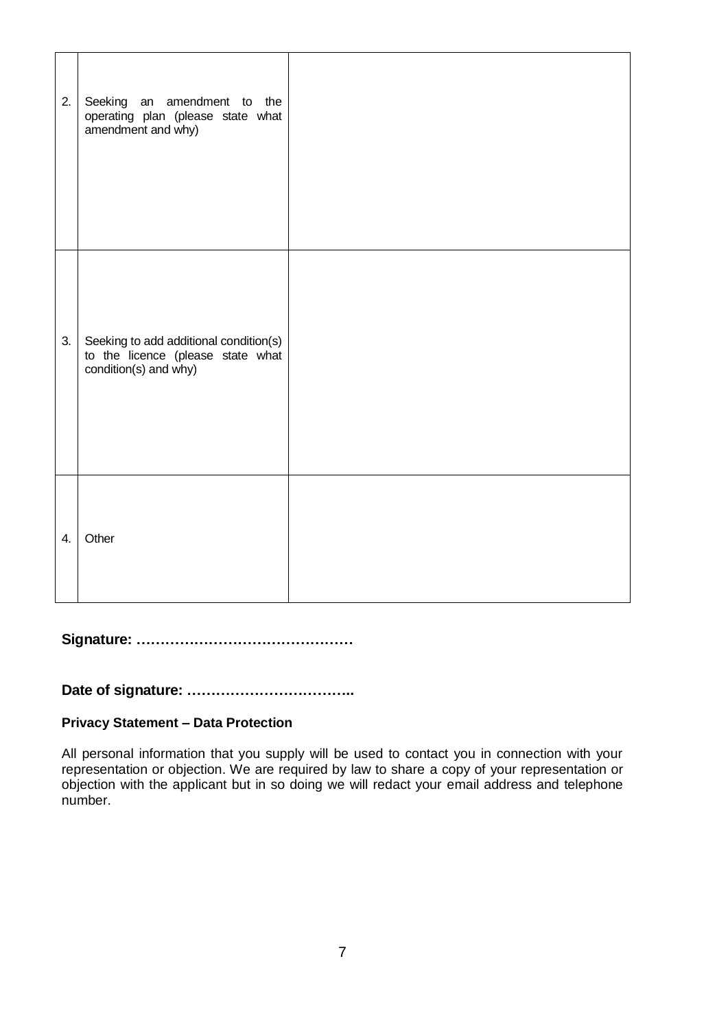| | | |
|---|---|---|
| 2. | Seeking an amendment to the operating plan (please state what amendment and why) | |
| 3. | Seeking to add additional condition(s) to the licence (please state what condition(s) and why) | |
| 4. | Other | |

**Signature: ………………………………………**

**Date of signature: ……………………………..**

**Privacy Statement – Data Protection**

All personal information that you supply will be used to contact you in connection with your representation or objection. We are required by law to share a copy of your representation or objection with the applicant but in so doing we will redact your email address and telephone number.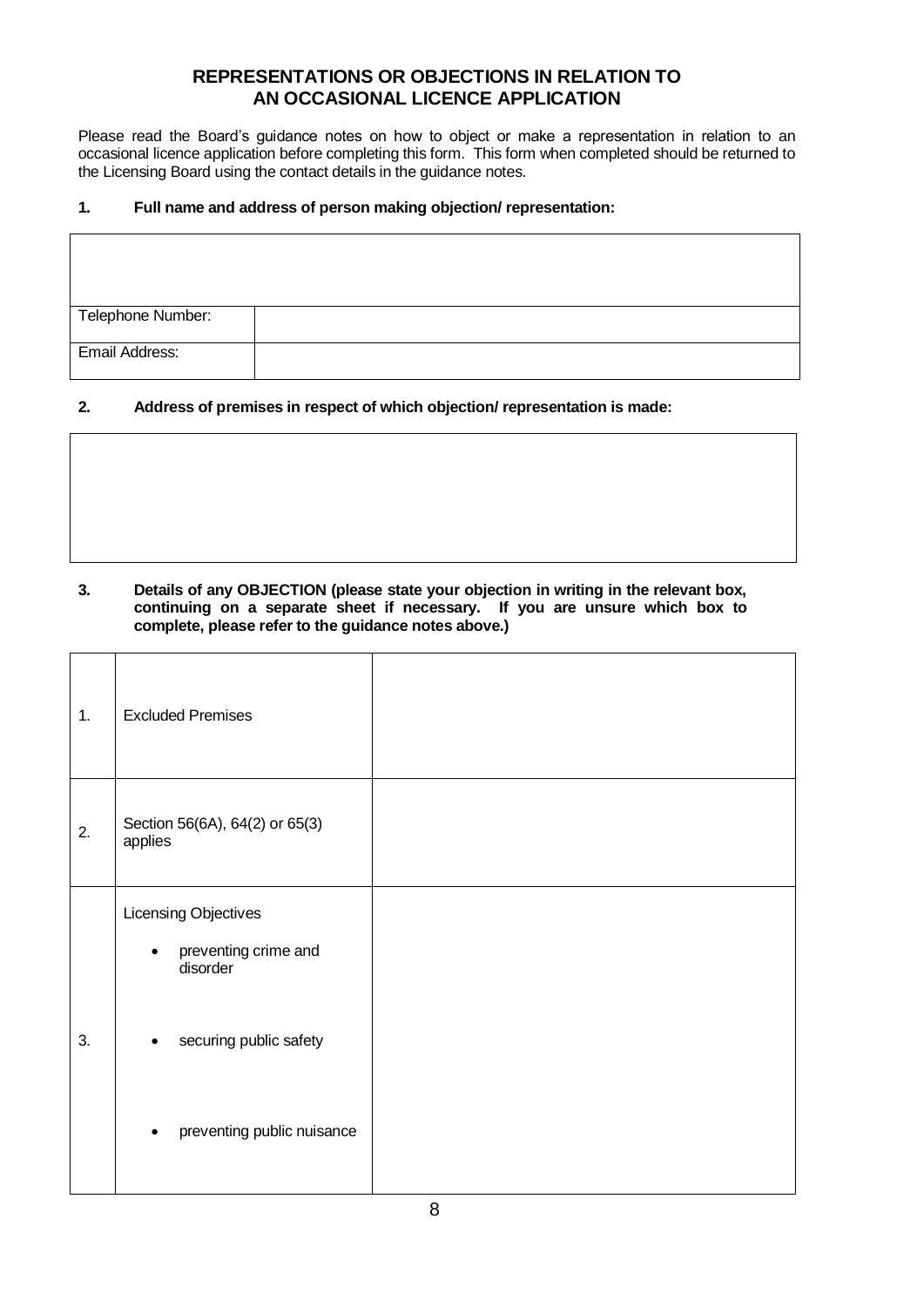## REPRESENTATIONS OR OBJECTIONS IN RELATION TO AN OCCASIONAL LICENCE APPLICATION

Please read the Board's guidance notes on how to object or make a representation in relation to an occasional licence application before completing this form. This form when completed should be returned to the Licensing Board using the contact details in the guidance notes.

**1. Full name and address of person making objection/ representation:**

| | |
|---|---|
| | |
| Telephone Number: | |
| Email Address: | |

**2. Address of premises in respect of which objection/ representation is made:**

| |
|---|
| |

**3. Details of any OBJECTION (please state your objection in writing in the relevant box, continuing on a separate sheet if necessary. If you are unsure which box to complete, please refer to the guidance notes above.)**

| | | |
|---|---|---|
| 1. | Excluded Premises | |
| 2. | Section 56(6A), 64(2) or 65(3) applies | |
| 3. | Licensing Objectives<br>• preventing crime and disorder<br>• securing public safety<br>• preventing public nuisance | |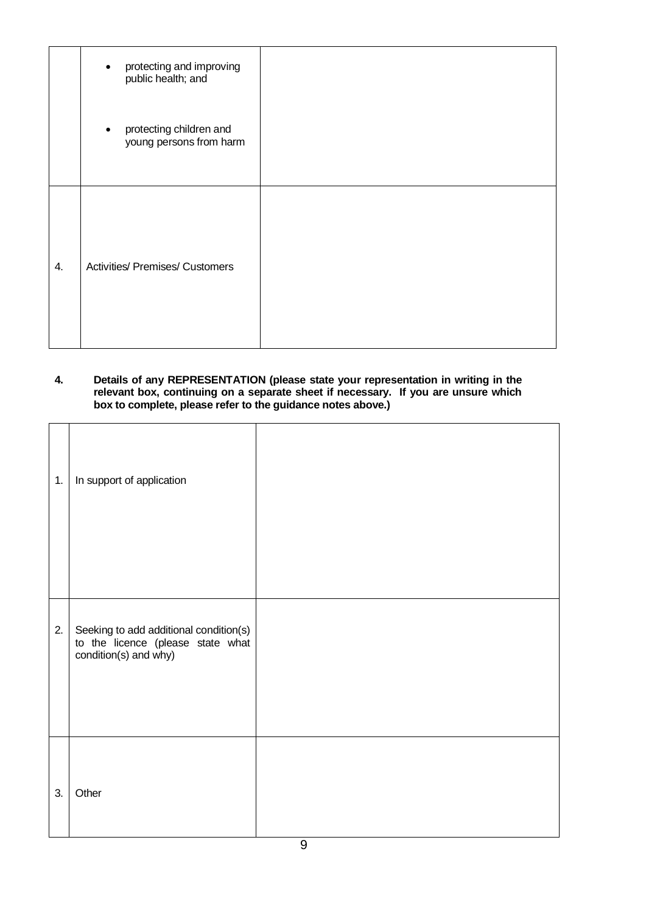|  |  |  |
|---|---|---|
|  | • protecting and improving public health; and<br><br>• protecting children and young persons from harm |  |
| 4. | Activities/ Premises/ Customers |  |

**4. Details of any REPRESENTATION (please state your representation in writing in the relevant box, continuing on a separate sheet if necessary. If you are unsure which box to complete, please refer to the guidance notes above.)**

|  |  |  |
|---|---|---|
| 1. | In support of application |  |
| 2. | Seeking to add additional condition(s) to the licence (please state what condition(s) and why) |  |
| 3. | Other |  |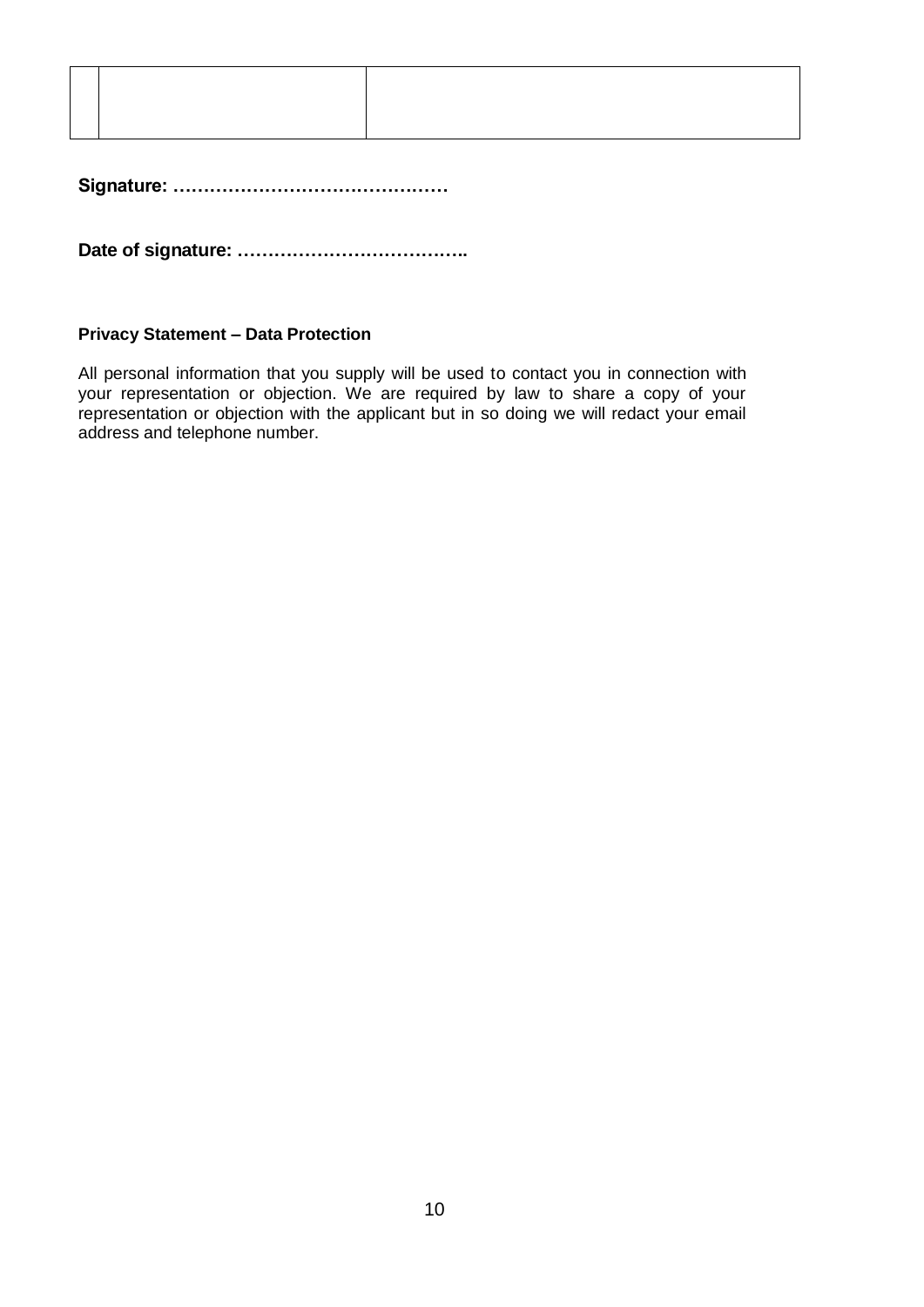| | | |
|---|---|---|
| | | |

**Signature: ………………………………………**

**Date of signature: ………………………………..**

**Privacy Statement – Data Protection**

All personal information that you supply will be used to contact you in connection with your representation or objection. We are required by law to share a copy of your representation or objection with the applicant but in so doing we will redact your email address and telephone number.